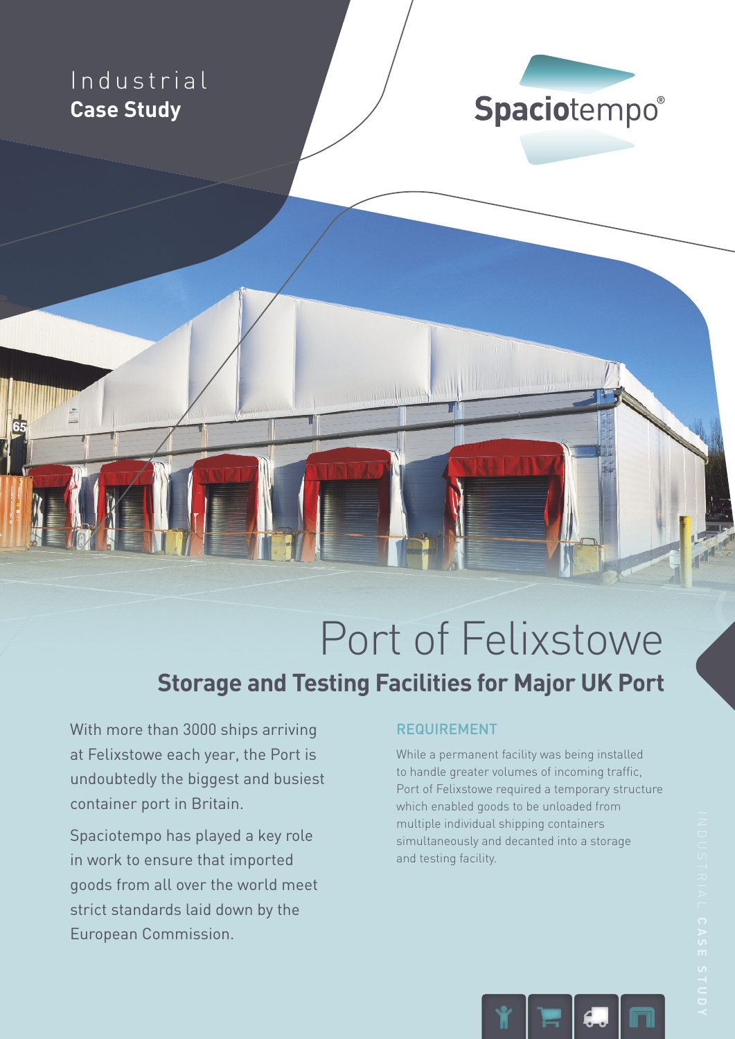Industrial
**Case Study**

Spaciotempo®

# Port of Felixstowe

## Storage and Testing Facilities for Major UK Port

With more than 3000 ships arriving at Felixstowe each year, the Port is undoubtedly the biggest and busiest container port in Britain.

Spaciotempo has played a key role in work to ensure that imported goods from all over the world meet strict standards laid down by the European Commission.

### REQUIREMENT

While a permanent facility was being installed to handle greater volumes of incoming traffic, Port of Felixstowe required a temporary structure which enabled goods to be unloaded from multiple individual shipping containers simultaneously and decanted into a storage and testing facility.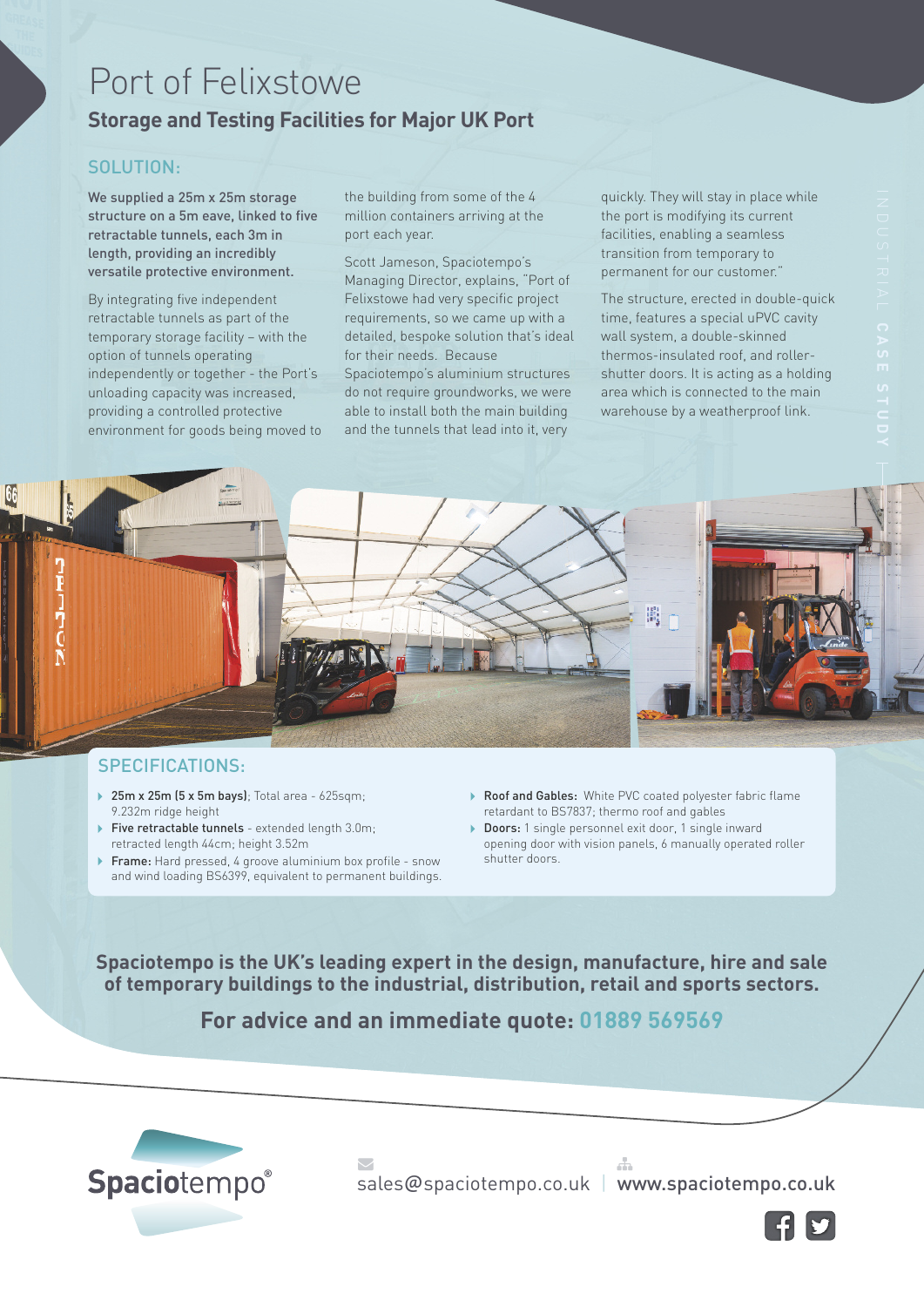# Port of Felixstowe

## Storage and Testing Facilities for Major UK Port

### SOLUTION:

**We supplied a 25m x 25m storage structure on a 5m eave, linked to five retractable tunnels, each 3m in length, providing an incredibly versatile protective environment.**

By integrating five independent retractable tunnels as part of the temporary storage facility – with the option of tunnels operating independently or together - the Port's unloading capacity was increased, providing a controlled protective environment for goods being moved to the building from some of the 4 million containers arriving at the port each year.

Scott Jameson, Spaciotempo's Managing Director, explains, "Port of Felixstowe had very specific project requirements, so we came up with a detailed, bespoke solution that's ideal for their needs. Because Spaciotempo's aluminium structures do not require groundworks, we were able to install both the main building and the tunnels that lead into it, very quickly. They will stay in place while the port is modifying its current facilities, enabling a seamless transition from temporary to permanent for our customer."

The structure, erected in double-quick time, features a special uPVC cavity wall system, a double-skinned thermos-insulated roof, and roller-shutter doors. It is acting as a holding area which is connected to the main warehouse by a weatherproof link.

### SPECIFICATIONS:

- **25m x 25m (5 x 5m bays)**; Total area - 625sqm; 9.232m ridge height
- **Five retractable tunnels** - extended length 3.0m; retracted length 44cm; height 3.52m
- **Frame:** Hard pressed, 4 groove aluminium box profile - snow and wind loading BS6399, equivalent to permanent buildings.
- **Roof and Gables:** White PVC coated polyester fabric flame retardant to BS7837; thermo roof and gables
- **Doors:** 1 single personnel exit door, 1 single inward opening door with vision panels, 6 manually operated roller shutter doors.

**Spaciotempo is the UK's leading expert in the design, manufacture, hire and sale of temporary buildings to the industrial, distribution, retail and sports sectors.**

**For advice and an immediate quote: 01889 569569**

Spaciotempo®

sales@spaciotempo.co.uk | www.spaciotempo.co.uk